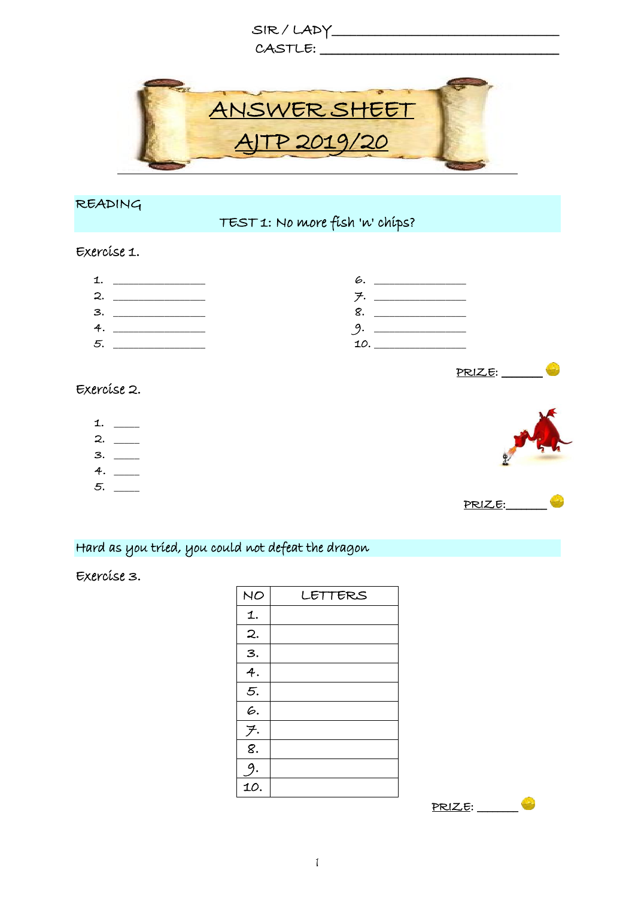SIR / LADY ______________________________

CASTLE: ______________________________

# ANSWER SHEET
# AJTP 2019/20

## READING

### TEST 1: No more fish 'n' chips?

Exercise 1.

1. ______________
2. ______________
3. ______________
4. ______________
5. ______________
6. ______________
7. ______________
8. ______________
9. ______________
10. ______________

PRIZE: ______

Exercise 2.

1. ____
2. ____
3. ____
4. ____
5. ____

PRIZE: ______

### Hard as you tried, you could not defeat the dragon

Exercise 3.

| NO | LETTERS |
|---|---|
| 1. | |
| 2. | |
| 3. | |
| 4. | |
| 5. | |
| 6. | |
| 7. | |
| 8. | |
| 9. | |
| 10. | |

PRIZE: ______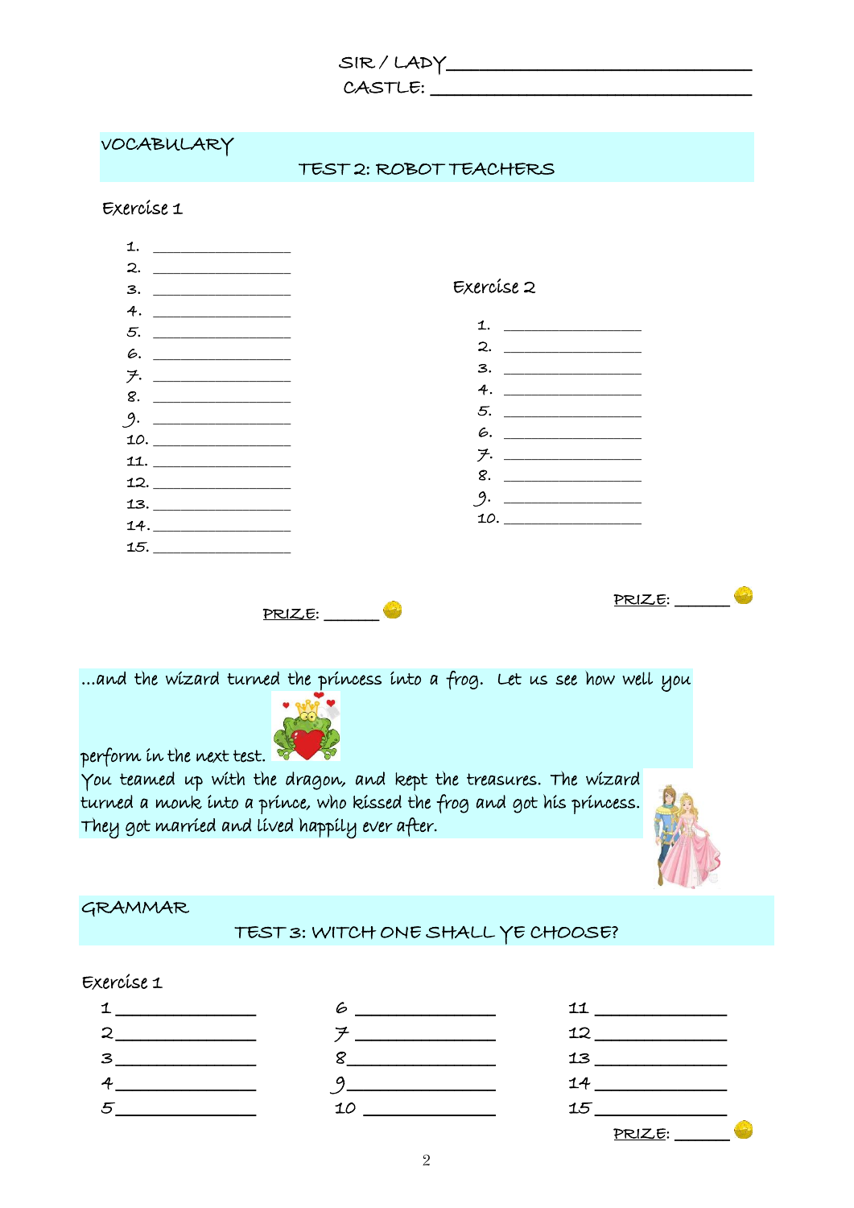SIR / LADY ______________________________

CASTLE: ______________________________

## VOCABULARY

### TEST 2: ROBOT TEACHERS

**Exercise 1**

1. ________________
2. ________________
3. ________________
4. ________________
5. ________________
6. ________________
7. ________________
8. ________________
9. ________________
10. ________________
11. ________________
12. ________________
13. ________________
14. ________________
15. ________________

PRIZE: ______

**Exercise 2**

1. ________________
2. ________________
3. ________________
4. ________________
5. ________________
6. ________________
7. ________________
8. ________________
9. ________________
10. ________________

PRIZE: ______

...and the wizard turned the princess into a frog. Let us see how well you perform in the next test.

You teamed up with the dragon, and kept the treasures. The wizard turned a monk into a prince, who kissed the frog and got his princess. They got married and lived happily ever after.

## GRAMMAR

### TEST 3: WITCH ONE SHALL YE CHOOSE?

**Exercise 1**

| | | |
|---|---|---|
| 1 ______________ | 6 ______________ | 11 ______________ |
| 2 ______________ | 7 ______________ | 12 ______________ |
| 3 ______________ | 8 ______________ | 13 ______________ |
| 4 ______________ | 9 ______________ | 14 ______________ |
| 5 ______________ | 10 ______________ | 15 ______________ |

PRIZE: ______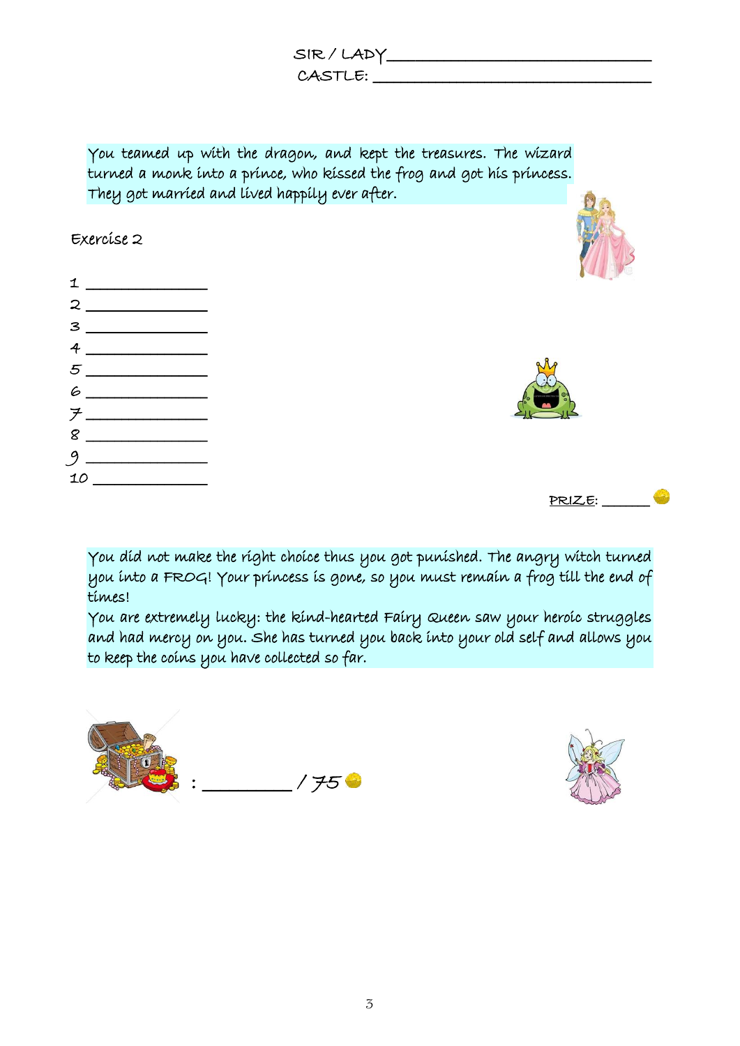SIR / LADY______________________________

CASTLE: ______________________________

You teamed up with the dragon, and kept the treasures. The wizard turned a monk into a prince, who kissed the frog and got his princess. They got married and lived happily ever after.

Exercise 2

1 _____________

2 _____________

3 _____________

4 _____________

5 _____________

6 _____________

7 _____________

8 _____________

9 _____________

10 _____________

PRIZE: ______

You did not make the right choice thus you got punished. The angry witch turned you into a FROG! Your princess is gone, so you must remain a frog till the end of times!

You are extremely lucky: the kind-hearted Fairy Queen saw your heroic struggles and had mercy on you. She has turned you back into your old self and allows you to keep the coins you have collected so far.

: ________ / 75